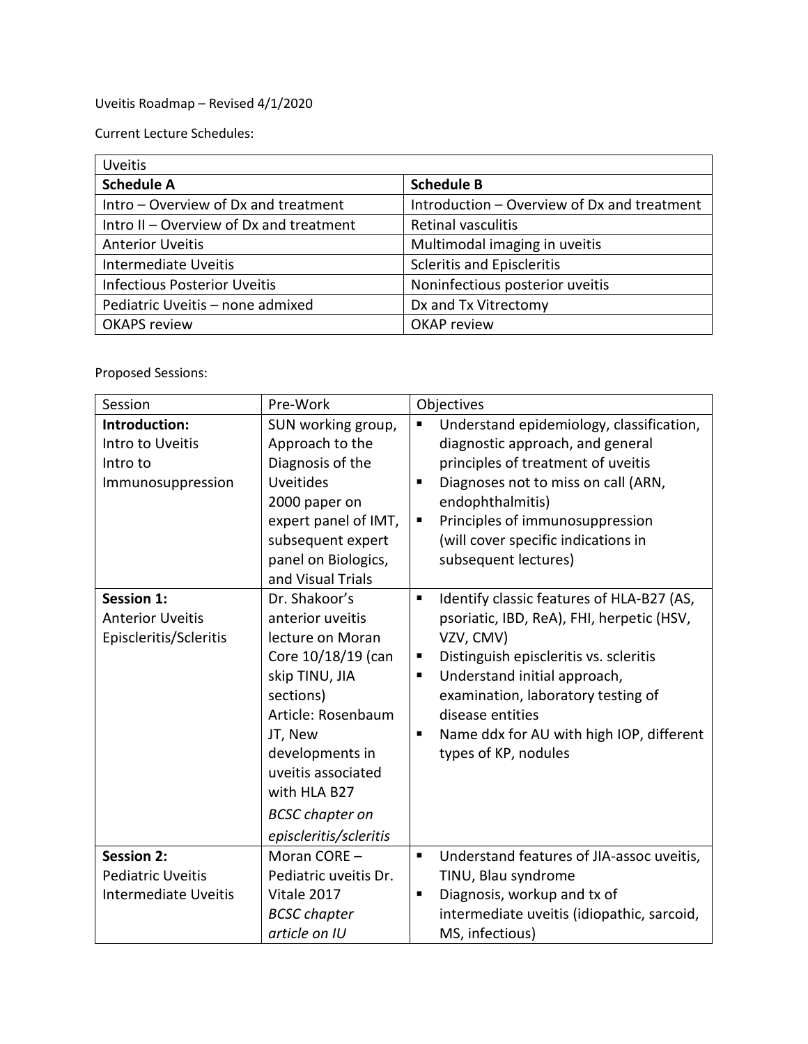Uveitis Roadmap – Revised 4/1/2020

Current Lecture Schedules:

| Uveitis | |
|---|---|
| **Schedule A** | **Schedule B** |
| Intro – Overview of Dx and treatment | Introduction – Overview of Dx and treatment |
| Intro II – Overview of Dx and treatment | Retinal vasculitis |
| Anterior Uveitis | Multimodal imaging in uveitis |
| Intermediate Uveitis | Scleritis and Episcleritis |
| Infectious Posterior Uveitis | Noninfectious posterior uveitis |
| Pediatric Uveitis – none admixed | Dx and Tx Vitrectomy |
| OKAPS review | OKAP review |

Proposed Sessions:

| Session | Pre-Work | Objectives |
|---|---|---|
| **Introduction:**<br>Intro to Uveitis<br>Intro to Immunosuppression | SUN working group, Approach to the Diagnosis of the Uveitides<br>2000 paper on expert panel of IMT, subsequent expert panel on Biologics, and Visual Trials | ▪ Understand epidemiology, classification, diagnostic approach, and general principles of treatment of uveitis<br>▪ Diagnoses not to miss on call (ARN, endophthalmitis)<br>▪ Principles of immunosuppression (will cover specific indications in subsequent lectures) |
| **Session 1:**<br>Anterior Uveitis<br>Episcleritis/Scleritis | Dr. Shakoor's anterior uveitis lecture on Moran Core 10/18/19 (can skip TINU, JIA sections)<br>Article: Rosenbaum JT, New developments in uveitis associated with HLA B27<br>*BCSC chapter on episcleritis/scleritis* | ▪ Identify classic features of HLA-B27 (AS, psoriatic, IBD, ReA), FHI, herpetic (HSV, VZV, CMV)<br>▪ Distinguish episcleritis vs. scleritis<br>▪ Understand initial approach, examination, laboratory testing of disease entities<br>▪ Name ddx for AU with high IOP, different types of KP, nodules |
| **Session 2:**<br>Pediatric Uveitis<br>Intermediate Uveitis | Moran CORE – Pediatric uveitis Dr. Vitale 2017<br>*BCSC chapter article on IU* | ▪ Understand features of JIA-assoc uveitis, TINU, Blau syndrome<br>▪ Diagnosis, workup and tx of intermediate uveitis (idiopathic, sarcoid, MS, infectious) |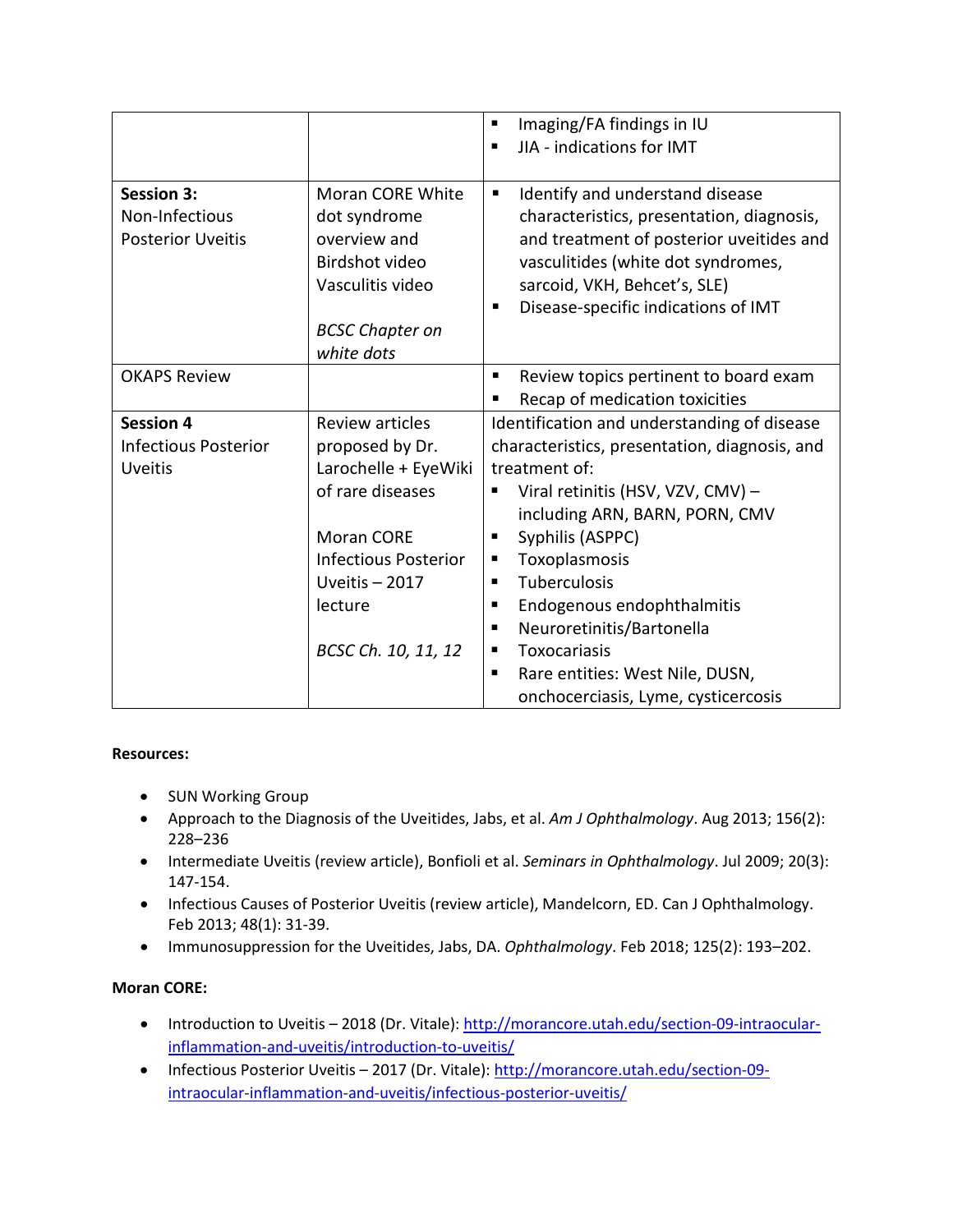| | | |
|---|---|---|
| | | ▪ Imaging/FA findings in IU<br>▪ JIA - indications for IMT |
| **Session 3:** Non-Infectious Posterior Uveitis | Moran CORE White dot syndrome overview and Birdshot video Vasculitis video<br><br>*BCSC Chapter on white dots* | ▪ Identify and understand disease characteristics, presentation, diagnosis, and treatment of posterior uveitides and vasculitides (white dot syndromes, sarcoid, VKH, Behcet's, SLE)<br>▪ Disease-specific indications of IMT |
| OKAPS Review | | ▪ Review topics pertinent to board exam<br>▪ Recap of medication toxicities |
| **Session 4** Infectious Posterior Uveitis | Review articles proposed by Dr. Larochelle + EyeWiki of rare diseases<br><br>Moran CORE Infectious Posterior Uveitis – 2017 lecture<br><br>*BCSC Ch. 10, 11, 12* | Identification and understanding of disease characteristics, presentation, diagnosis, and treatment of:<br>▪ Viral retinitis (HSV, VZV, CMV) – including ARN, BARN, PORN, CMV<br>▪ Syphilis (ASPPC)<br>▪ Toxoplasmosis<br>▪ Tuberculosis<br>▪ Endogenous endophthalmitis<br>▪ Neuroretinitis/Bartonella<br>▪ Toxocariasis<br>▪ Rare entities: West Nile, DUSN, onchocerciasis, Lyme, cysticercosis |

**Resources:**

- SUN Working Group
- Approach to the Diagnosis of the Uveitides, Jabs, et al. *Am J Ophthalmology*. Aug 2013; 156(2): 228–236
- Intermediate Uveitis (review article), Bonfioli et al. *Seminars in Ophthalmology*. Jul 2009; 20(3): 147-154.
- Infectious Causes of Posterior Uveitis (review article), Mandelcorn, ED. Can J Ophthalmology. Feb 2013; 48(1): 31-39.
- Immunosuppression for the Uveitides, Jabs, DA. *Ophthalmology*. Feb 2018; 125(2): 193–202.

**Moran CORE:**

- Introduction to Uveitis – 2018 (Dr. Vitale): http://morancore.utah.edu/section-09-intraocular-inflammation-and-uveitis/introduction-to-uveitis/
- Infectious Posterior Uveitis – 2017 (Dr. Vitale): http://morancore.utah.edu/section-09-intraocular-inflammation-and-uveitis/infectious-posterior-uveitis/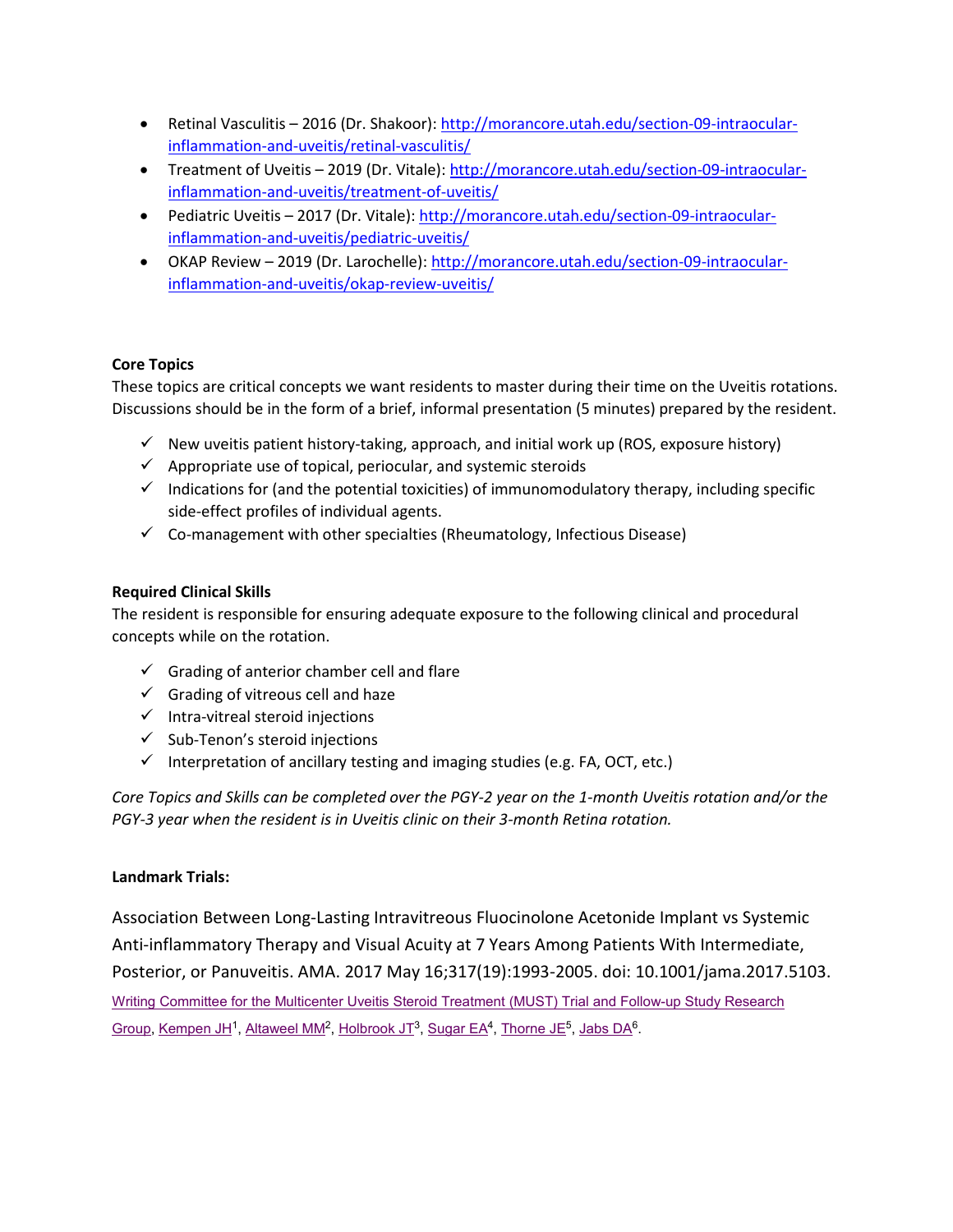- Retinal Vasculitis – 2016 (Dr. Shakoor): http://morancore.utah.edu/section-09-intraocular-inflammation-and-uveitis/retinal-vasculitis/
- Treatment of Uveitis – 2019 (Dr. Vitale): http://morancore.utah.edu/section-09-intraocular-inflammation-and-uveitis/treatment-of-uveitis/
- Pediatric Uveitis – 2017 (Dr. Vitale): http://morancore.utah.edu/section-09-intraocular-inflammation-and-uveitis/pediatric-uveitis/
- OKAP Review – 2019 (Dr. Larochelle): http://morancore.utah.edu/section-09-intraocular-inflammation-and-uveitis/okap-review-uveitis/

**Core Topics**

These topics are critical concepts we want residents to master during their time on the Uveitis rotations. Discussions should be in the form of a brief, informal presentation (5 minutes) prepared by the resident.

- ✓ New uveitis patient history-taking, approach, and initial work up (ROS, exposure history)
- ✓ Appropriate use of topical, periocular, and systemic steroids
- ✓ Indications for (and the potential toxicities) of immunomodulatory therapy, including specific side-effect profiles of individual agents.
- ✓ Co-management with other specialties (Rheumatology, Infectious Disease)

**Required Clinical Skills**

The resident is responsible for ensuring adequate exposure to the following clinical and procedural concepts while on the rotation.

- ✓ Grading of anterior chamber cell and flare
- ✓ Grading of vitreous cell and haze
- ✓ Intra-vitreal steroid injections
- ✓ Sub-Tenon's steroid injections
- ✓ Interpretation of ancillary testing and imaging studies (e.g. FA, OCT, etc.)

*Core Topics and Skills can be completed over the PGY-2 year on the 1-month Uveitis rotation and/or the PGY-3 year when the resident is in Uveitis clinic on their 3-month Retina rotation.*

**Landmark Trials:**

Association Between Long-Lasting Intravitreous Fluocinolone Acetonide Implant vs Systemic Anti-inflammatory Therapy and Visual Acuity at 7 Years Among Patients With Intermediate, Posterior, or Panuveitis. AMA. 2017 May 16;317(19):1993-2005. doi: 10.1001/jama.2017.5103.

Writing Committee for the Multicenter Uveitis Steroid Treatment (MUST) Trial and Follow-up Study Research Group, Kempen JH[1], Altaweel MM[2], Holbrook JT[3], Sugar EA[4], Thorne JE[5], Jabs DA[6].